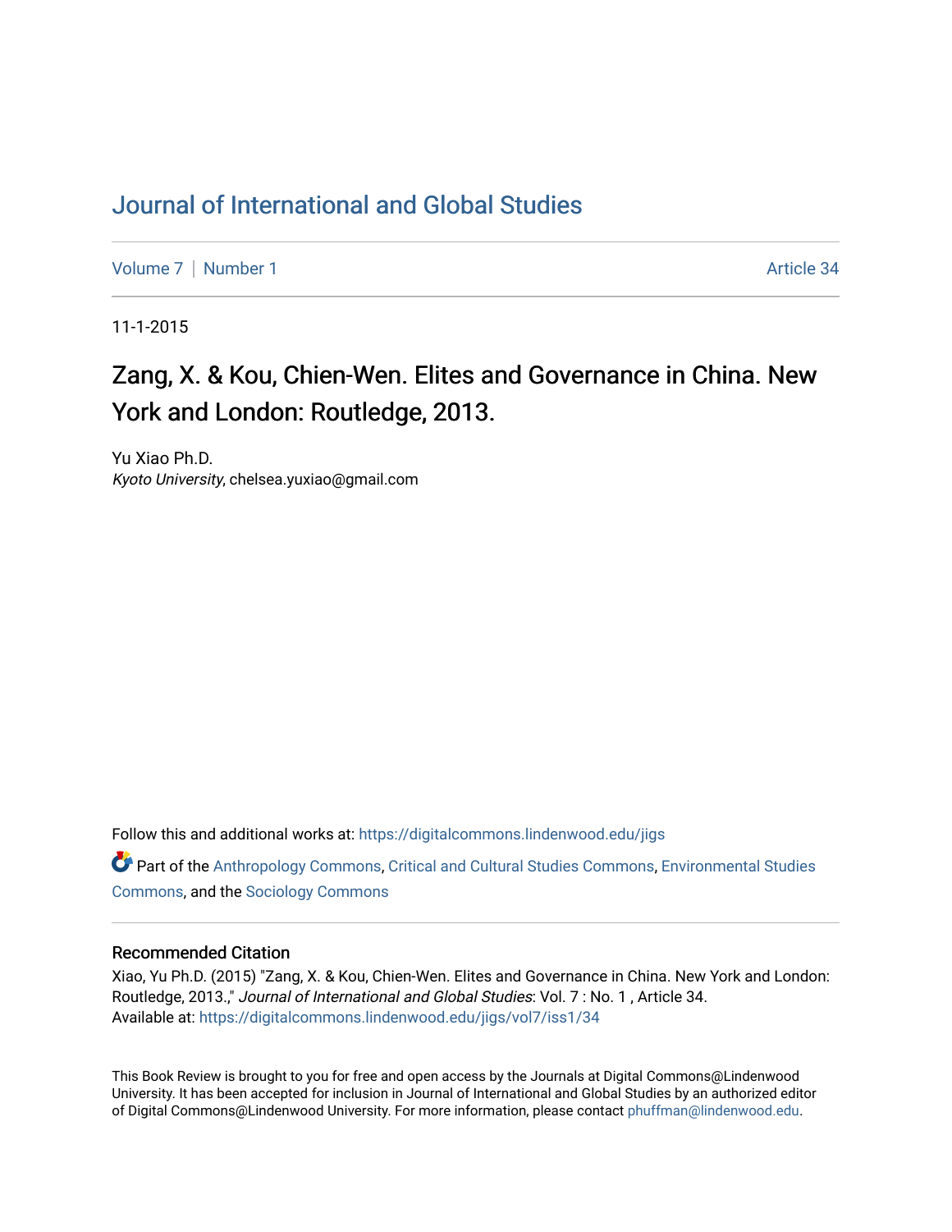# Journal of International and Global Studies

Volume 7 | Number 1 Article 34

11-1-2015

## Zang, X. & Kou, Chien-Wen. Elites and Governance in China. New York and London: Routledge, 2013.

Yu Xiao Ph.D.
*Kyoto University*, chelsea.yuxiao@gmail.com

Follow this and additional works at: https://digitalcommons.lindenwood.edu/jigs

Part of the Anthropology Commons, Critical and Cultural Studies Commons, Environmental Studies Commons, and the Sociology Commons

### Recommended Citation

Xiao, Yu Ph.D. (2015) "Zang, X. & Kou, Chien-Wen. Elites and Governance in China. New York and London: Routledge, 2013.," *Journal of International and Global Studies*: Vol. 7 : No. 1 , Article 34.
Available at: https://digitalcommons.lindenwood.edu/jigs/vol7/iss1/34

This Book Review is brought to you for free and open access by the Journals at Digital Commons@Lindenwood University. It has been accepted for inclusion in Journal of International and Global Studies by an authorized editor of Digital Commons@Lindenwood University. For more information, please contact phuffman@lindenwood.edu.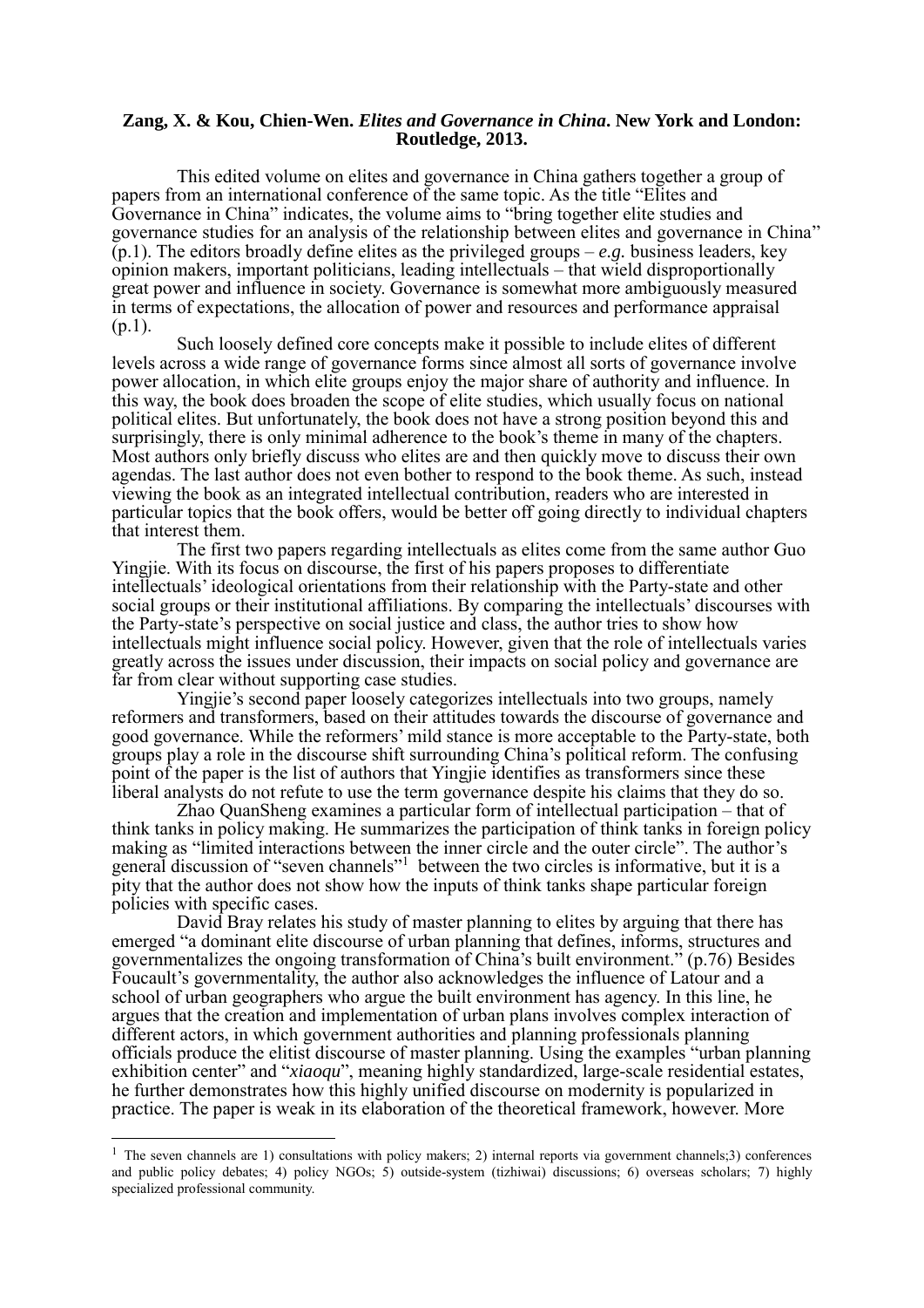**Zang, X. & Kou, Chien-Wen. *Elites and Governance in China*. New York and London: Routledge, 2013.**

This edited volume on elites and governance in China gathers together a group of papers from an international conference of the same topic. As the title "Elites and Governance in China" indicates, the volume aims to "bring together elite studies and governance studies for an analysis of the relationship between elites and governance in China" (p.1). The editors broadly define elites as the privileged groups – *e.g.* business leaders, key opinion makers, important politicians, leading intellectuals – that wield disproportionally great power and influence in society. Governance is somewhat more ambiguously measured in terms of expectations, the allocation of power and resources and performance appraisal (p.1).

Such loosely defined core concepts make it possible to include elites of different levels across a wide range of governance forms since almost all sorts of governance involve power allocation, in which elite groups enjoy the major share of authority and influence. In this way, the book does broaden the scope of elite studies, which usually focus on national political elites. But unfortunately, the book does not have a strong position beyond this and surprisingly, there is only minimal adherence to the book's theme in many of the chapters. Most authors only briefly discuss who elites are and then quickly move to discuss their own agendas. The last author does not even bother to respond to the book theme. As such, instead viewing the book as an integrated intellectual contribution, readers who are interested in particular topics that the book offers, would be better off going directly to individual chapters that interest them.

The first two papers regarding intellectuals as elites come from the same author Guo Yingjie. With its focus on discourse, the first of his papers proposes to differentiate intellectuals' ideological orientations from their relationship with the Party-state and other social groups or their institutional affiliations. By comparing the intellectuals' discourses with the Party-state's perspective on social justice and class, the author tries to show how intellectuals might influence social policy. However, given that the role of intellectuals varies greatly across the issues under discussion, their impacts on social policy and governance are far from clear without supporting case studies.

Yingjie's second paper loosely categorizes intellectuals into two groups, namely reformers and transformers, based on their attitudes towards the discourse of governance and good governance. While the reformers' mild stance is more acceptable to the Party-state, both groups play a role in the discourse shift surrounding China's political reform. The confusing point of the paper is the list of authors that Yingjie identifies as transformers since these liberal analysts do not refute to use the term governance despite his claims that they do so.

Zhao QuanSheng examines a particular form of intellectual participation – that of think tanks in policy making. He summarizes the participation of think tanks in foreign policy making as "limited interactions between the inner circle and the outer circle". The author's general discussion of "seven channels"[1] between the two circles is informative, but it is a pity that the author does not show how the inputs of think tanks shape particular foreign policies with specific cases.

David Bray relates his study of master planning to elites by arguing that there has emerged "a dominant elite discourse of urban planning that defines, informs, structures and governmentalizes the ongoing transformation of China's built environment." (p.76) Besides Foucault's governmentality, the author also acknowledges the influence of Latour and a school of urban geographers who argue the built environment has agency. In this line, he argues that the creation and implementation of urban plans involves complex interaction of different actors, in which government authorities and planning professionals planning officials produce the elitist discourse of master planning. Using the examples "urban planning exhibition center" and "*xiaoqu*", meaning highly standardized, large-scale residential estates, he further demonstrates how this highly unified discourse on modernity is popularized in practice. The paper is weak in its elaboration of the theoretical framework, however. More

[1] The seven channels are 1) consultations with policy makers; 2) internal reports via government channels;3) conferences and public policy debates; 4) policy NGOs; 5) outside-system (tizhiwai) discussions; 6) overseas scholars; 7) highly specialized professional community.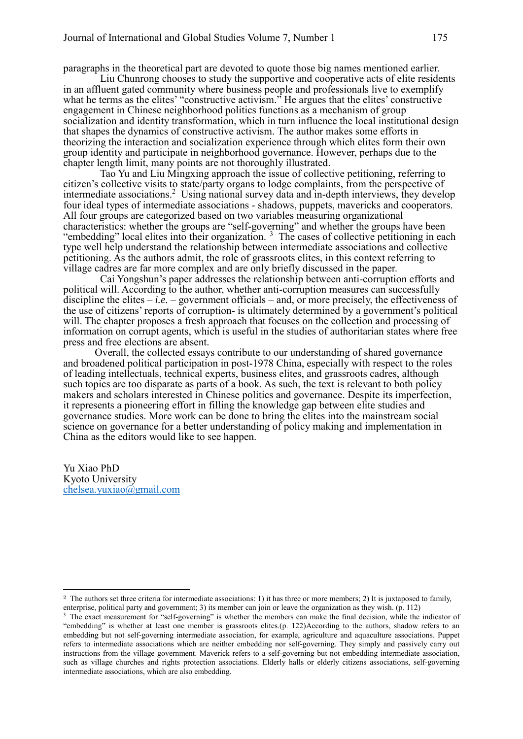paragraphs in the theoretical part are devoted to quote those big names mentioned earlier.

Liu Chunrong chooses to study the supportive and cooperative acts of elite residents in an affluent gated community where business people and professionals live to exemplify what he terms as the elites' "constructive activism." He argues that the elites' constructive engagement in Chinese neighborhood politics functions as a mechanism of group socialization and identity transformation, which in turn influence the local institutional design that shapes the dynamics of constructive activism. The author makes some efforts in theorizing the interaction and socialization experience through which elites form their own group identity and participate in neighborhood governance. However, perhaps due to the chapter length limit, many points are not thoroughly illustrated.

Tao Yu and Liu Mingxing approach the issue of collective petitioning, referring to citizen's collective visits to state/party organs to lodge complaints, from the perspective of intermediate associations.[2] Using national survey data and in-depth interviews, they develop four ideal types of intermediate associations - shadows, puppets, mavericks and cooperators. All four groups are categorized based on two variables measuring organizational characteristics: whether the groups are "self-governing" and whether the groups have been "embedding" local elites into their organization. [3] The cases of collective petitioning in each type well help understand the relationship between intermediate associations and collective petitioning. As the authors admit, the role of grassroots elites, in this context referring to village cadres are far more complex and are only briefly discussed in the paper.

Cai Yongshun's paper addresses the relationship between anti-corruption efforts and political will. According to the author, whether anti-corruption measures can successfully discipline the elites – *i.e.* – government officials – and, or more precisely, the effectiveness of the use of citizens' reports of corruption- is ultimately determined by a government's political will. The chapter proposes a fresh approach that focuses on the collection and processing of information on corrupt agents, which is useful in the studies of authoritarian states where free press and free elections are absent.

Overall, the collected essays contribute to our understanding of shared governance and broadened political participation in post-1978 China, especially with respect to the roles of leading intellectuals, technical experts, business elites, and grassroots cadres, although such topics are too disparate as parts of a book. As such, the text is relevant to both policy makers and scholars interested in Chinese politics and governance. Despite its imperfection, it represents a pioneering effort in filling the knowledge gap between elite studies and governance studies. More work can be done to bring the elites into the mainstream social science on governance for a better understanding of policy making and implementation in China as the editors would like to see happen.

Yu Xiao PhD
Kyoto University
chelsea.yuxiao@gmail.com

---

[2] The authors set three criteria for intermediate associations: 1) it has three or more members; 2) It is juxtaposed to family, enterprise, political party and government; 3) its member can join or leave the organization as they wish. (p. 112)

[3] The exact measurement for "self-governing" is whether the members can make the final decision, while the indicator of "embedding" is whether at least one member is grassroots elites.(p. 122)According to the authors, shadow refers to an embedding but not self-governing intermediate association, for example, agriculture and aquaculture associations. Puppet refers to intermediate associations which are neither embedding nor self-governing. They simply and passively carry out instructions from the village government. Maverick refers to a self-governing but not embedding intermediate association, such as village churches and rights protection associations. Elderly halls or elderly citizens associations, self-governing intermediate associations, which are also embedding.